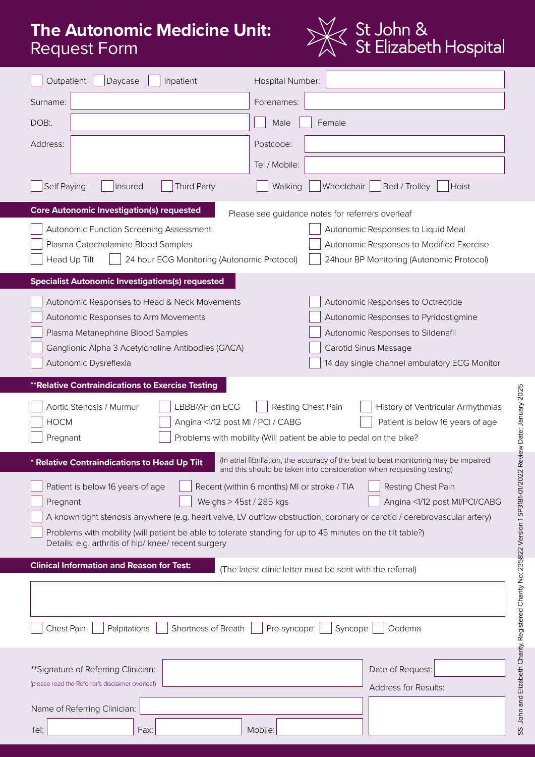# The Autonomic Medicine Unit: Request Form

St John & St Elizabeth Hospital

☐ Outpatient ☐ Daycase ☐ Inpatient

Hospital Number:

Surname:

Forenames:

DOB:.

☐ Male ☐ Female

Address:

Postcode:

Tel / Mobile:

☐ Self Paying ☐ Insured ☐ Third Party

☐ Walking ☐ Wheelchair ☐ Bed / Trolley ☐ Hoist

## Core Autonomic Investigation(s) requested

Please see guidance notes for referrers overleaf

☐ Autonomic Function Screening Assessment
☐ Plasma Catecholamine Blood Samples
☐ Head Up Tilt
☐ 24 hour ECG Monitoring (Autonomic Protocol)
☐ Autonomic Responses to Liquid Meal
☐ Autonomic Responses to Modified Exercise
☐ 24hour BP Monitoring (Autonomic Protocol)

## Specialist Autonomic Investigations(s) requested

☐ Autonomic Responses to Head & Neck Movements
☐ Autonomic Responses to Arm Movements
☐ Plasma Metanephrine Blood Samples
☐ Ganglionic Alpha 3 Acetylcholine Antibodies (GACA)
☐ Autonomic Dysreflexia
☐ Autonomic Responses to Octreotide
☐ Autonomic Responses to Pyridostigmine
☐ Autonomic Responses to Sildenafil
☐ Carotid Sinus Massage
☐ 14 day single channel ambulatory ECG Monitor

## **Relative Contraindications to Exercise Testing

☐ Aortic Stenosis / Murmur
☐ LBBB/AF on ECG
☐ Resting Chest Pain
☐ History of Ventricular Arrhythmias
☐ HOCM
☐ Angina <1/12 post MI / PCI / CABG
☐ Patient is below 16 years of age
☐ Pregnant
☐ Problems with mobility (Will patient be able to pedal on the bike?

## * Relative Contraindications to Head Up Tilt

(In atrial fibrillation, the accuracy of the beat to beat monitoring may be impaired and this should be taken into consideration when requesting testing)

☐ Patient is below 16 years of age
☐ Recent (within 6 months) MI or stroke / TIA
☐ Resting Chest Pain
☐ Pregnant
☐ Weighs > 45st / 285 kgs
☐ Angina <1/12 post MI/PCI/CABG
☐ A known tight stenosis anywhere (e.g. heart valve, LV outflow obstruction, coronary or carotid / cerebrovascular artery)
☐ Problems with mobility (will patient be able to tolerate standing for up to 45 minutes on the tilt table?)
Details: e.g. arthritis of hip/ knee/ recent surgery

## Clinical Information and Reason for Test:

(The latest clinic letter must be sent with the referral)

☐ Chest Pain ☐ Palpitations ☐ Shortness of Breath ☐ Pre-syncope ☐ Syncope ☐ Oedema

**Signature of Referring Clinician:
(please read the Referrer's disclaimer overleaf)

Date of Request:

Address for Results:

Name of Referring Clinician:

Tel: Fax: Mobile:

SS. John and Elizabeth Charity, Registered Charity No: 235822 Version 1 SP3181-01/2022 Review Date: January 2025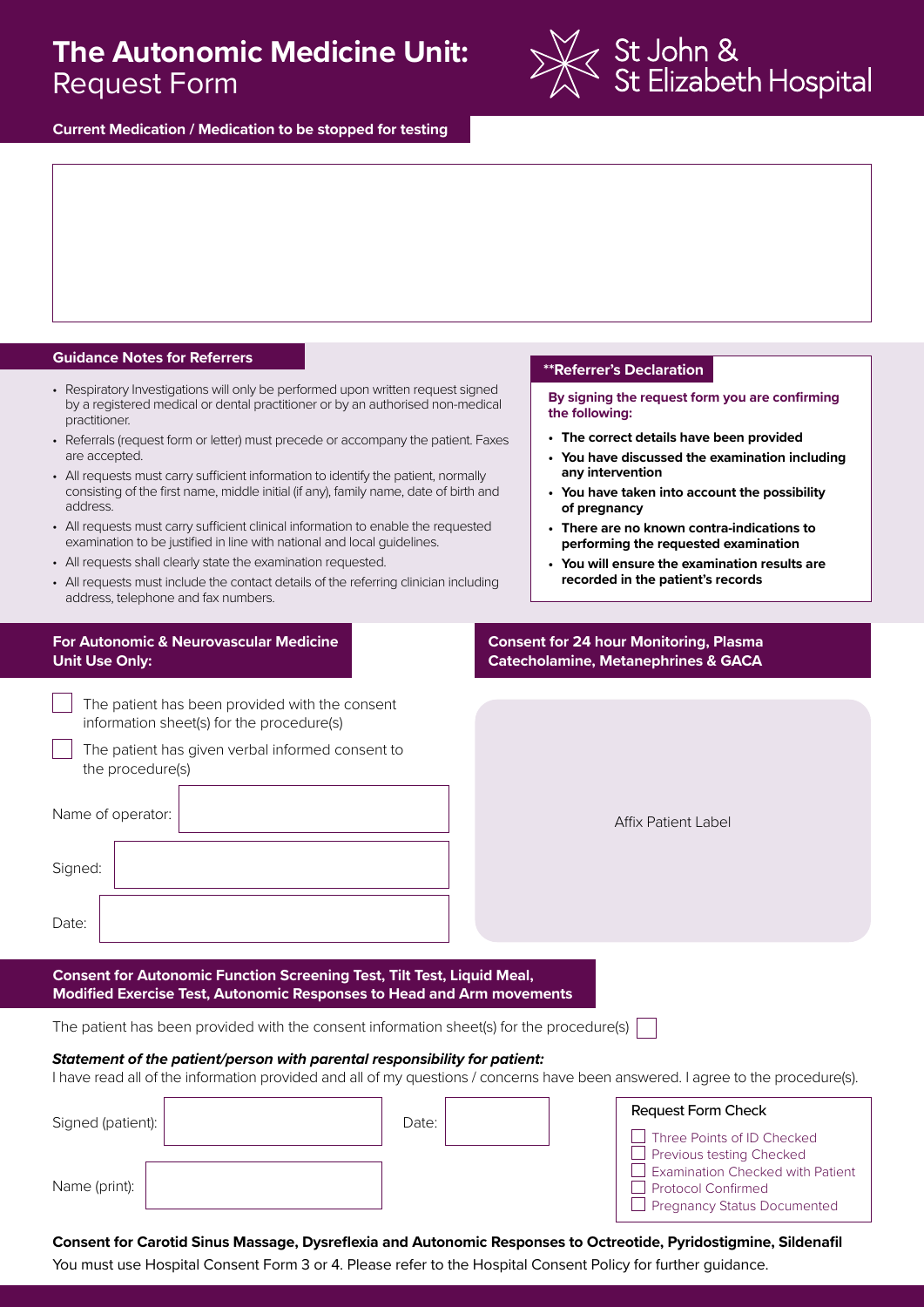# The Autonomic Medicine Unit: Request Form

St John & St Elizabeth Hospital

## Current Medication / Medication to be stopped for testing

## Guidance Notes for Referrers

- Respiratory Investigations will only be performed upon written request signed by a registered medical or dental practitioner or by an authorised non-medical practitioner.
- Referrals (request form or letter) must precede or accompany the patient. Faxes are accepted.
- All requests must carry sufficient information to identify the patient, normally consisting of the first name, middle initial (if any), family name, date of birth and address.
- All requests must carry sufficient clinical information to enable the requested examination to be justified in line with national and local guidelines.
- All requests shall clearly state the examination requested.
- All requests must include the contact details of the referring clinician including address, telephone and fax numbers.

## **Referrer's Declaration

**By signing the request form you are confirming the following:**

- **The correct details have been provided**
- **You have discussed the examination including any intervention**
- **You have taken into account the possibility of pregnancy**
- **There are no known contra-indications to performing the requested examination**
- **You will ensure the examination results are recorded in the patient's records**

## For Autonomic & Neurovascular Medicine Unit Use Only:

☐ The patient has been provided with the consent information sheet(s) for the procedure(s)

☐ The patient has given verbal informed consent to the procedure(s)

Name of operator:

Signed:

Date:

## Consent for 24 hour Monitoring, Plasma Catecholamine, Metanephrines & GACA

Affix Patient Label

## Consent for Autonomic Function Screening Test, Tilt Test, Liquid Meal, Modified Exercise Test, Autonomic Responses to Head and Arm movements

The patient has been provided with the consent information sheet(s) for the procedure(s) ☐

***Statement of the patient/person with parental responsibility for patient:***

I have read all of the information provided and all of my questions / concerns have been answered. I agree to the procedure(s).

Signed (patient):

Date:

Name (print):

Request Form Check

- ☐ Three Points of ID Checked
- ☐ Previous testing Checked
- ☐ Examination Checked with Patient
- ☐ Protocol Confirmed
- ☐ Pregnancy Status Documented

**Consent for Carotid Sinus Massage, Dysreflexia and Autonomic Responses to Octreotide, Pyridostigmine, Sildenafil**

You must use Hospital Consent Form 3 or 4. Please refer to the Hospital Consent Policy for further guidance.